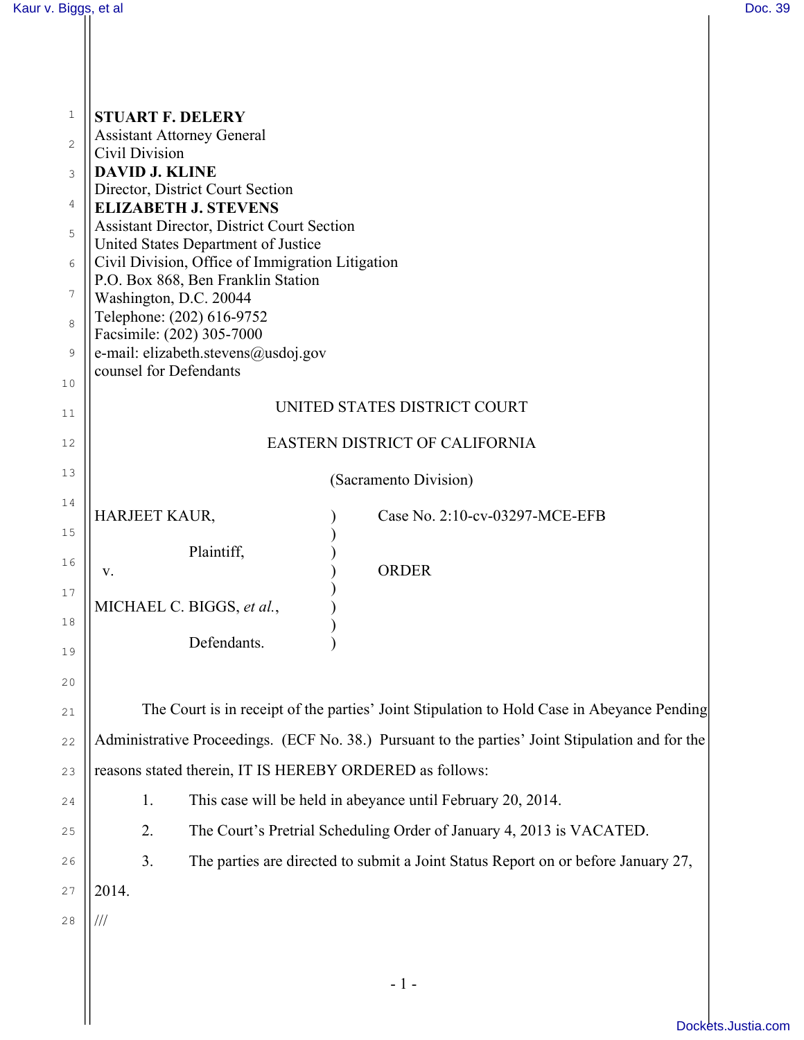**STUART F. DELERY**
Assistant Attorney General
Civil Division
**DAVID J. KLINE**
Director, District Court Section
**ELIZABETH J. STEVENS**
Assistant Director, District Court Section
United States Department of Justice
Civil Division, Office of Immigration Litigation
P.O. Box 868, Ben Franklin Station
Washington, D.C. 20044
Telephone: (202) 616-9752
Facsimile: (202) 305-7000
e-mail: elizabeth.stevens@usdoj.gov
counsel for Defendants

UNITED STATES DISTRICT COURT

EASTERN DISTRICT OF CALIFORNIA

(Sacramento Division)

| | | |
|---|---|---|
| HARJEET KAUR, | ) | Case No. 2:10-cv-03297-MCE-EFB |
| | ) | |
| Plaintiff, | ) | |
| v. | ) | ORDER |
| | ) | |
| MICHAEL C. BIGGS, *et al.*, | ) | |
| | ) | |
| Defendants. | ) | |

The Court is in receipt of the parties' Joint Stipulation to Hold Case in Abeyance Pending Administrative Proceedings. (ECF No. 38.) Pursuant to the parties' Joint Stipulation and for the reasons stated therein, IT IS HEREBY ORDERED as follows:

1. This case will be held in abeyance until February 20, 2014.
2. The Court's Pretrial Scheduling Order of January 4, 2013 is VACATED.
3. The parties are directed to submit a Joint Status Report on or before January 27, 2014.

///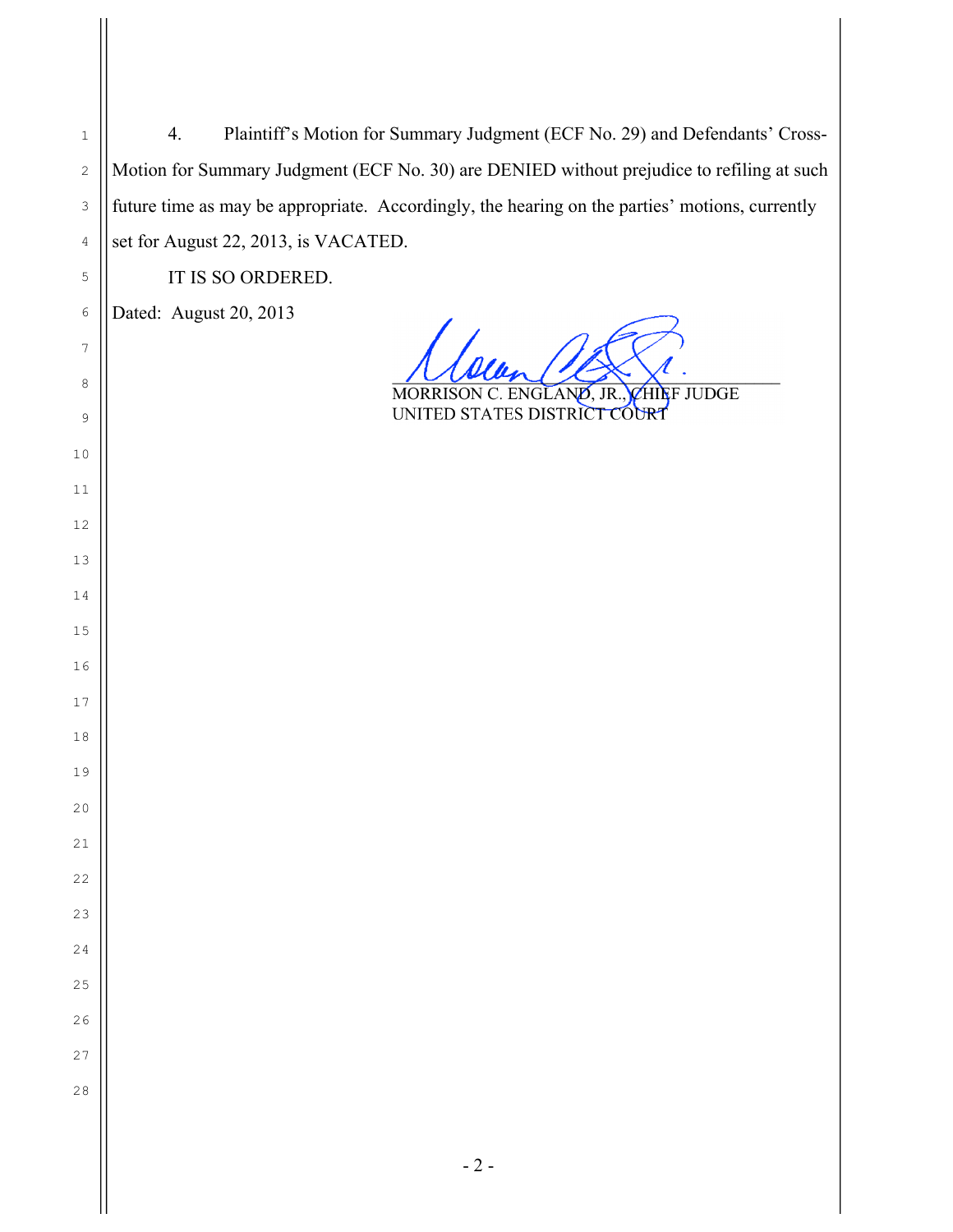4. Plaintiff's Motion for Summary Judgment (ECF No. 29) and Defendants' Cross-Motion for Summary Judgment (ECF No. 30) are DENIED without prejudice to refiling at such future time as may be appropriate. Accordingly, the hearing on the parties' motions, currently set for August 22, 2013, is VACATED.

IT IS SO ORDERED.

Dated: August 20, 2013

MORRISON C. ENGLAND, JR., CHIEF JUDGE
UNITED STATES DISTRICT COURT